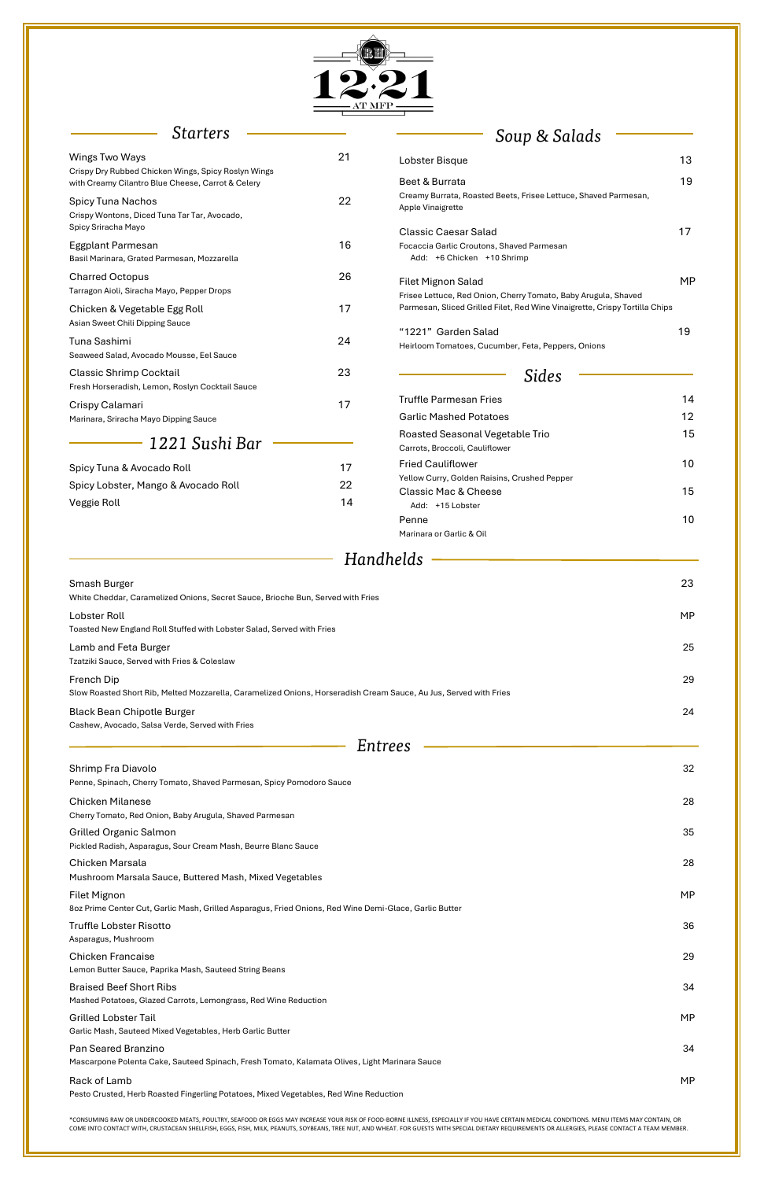# 12·21 AT MFP

## Starters

**Wings Two Ways** — 21
Crispy Dry Rubbed Chicken Wings, Spicy Roslyn Wings with Creamy Cilantro Blue Cheese, Carrot & Celery

**Spicy Tuna Nachos** — 22
Crispy Wontons, Diced Tuna Tar Tar, Avocado, Spicy Sriracha Mayo

**Eggplant Parmesan** — 16
Basil Marinara, Grated Parmesan, Mozzarella

**Charred Octopus** — 26
Tarragon Aioli, Siracha Mayo, Pepper Drops

**Chicken & Vegetable Egg Roll** — 17
Asian Sweet Chili Dipping Sauce

**Tuna Sashimi** — 24
Seaweed Salad, Avocado Mousse, Eel Sauce

**Classic Shrimp Cocktail** — 23
Fresh Horseradish, Lemon, Roslyn Cocktail Sauce

**Crispy Calamari** — 17
Marinara, Sriracha Mayo Dipping Sauce

## 1221 Sushi Bar

**Spicy Tuna & Avocado Roll** — 17

**Spicy Lobster, Mango & Avocado Roll** — 22

**Veggie Roll** — 14

## Soup & Salads

**Lobster Bisque** — 13

**Beet & Burrata** — 19
Creamy Burrata, Roasted Beets, Frisee Lettuce, Shaved Parmesan, Apple Vinaigrette

**Classic Caesar Salad** — 17
Focaccia Garlic Croutons, Shaved Parmesan
Add: +6 Chicken +10 Shrimp

**Filet Mignon Salad** — MP
Frisee Lettuce, Red Onion, Cherry Tomato, Baby Arugula, Shaved Parmesan, Sliced Grilled Filet, Red Wine Vinaigrette, Crispy Tortilla Chips

**"1221" Garden Salad** — 19
Heirloom Tomatoes, Cucumber, Feta, Peppers, Onions

## Sides

**Truffle Parmesan Fries** — 14

**Garlic Mashed Potatoes** — 12

**Roasted Seasonal Vegetable Trio** — 15
Carrots, Broccoli, Cauliflower

**Fried Cauliflower** — 10
Yellow Curry, Golden Raisins, Crushed Pepper

**Classic Mac & Cheese** — 15
Add: +15 Lobster

**Penne** — 10
Marinara or Garlic & Oil

## Handhelds

**Smash Burger** — 23
White Cheddar, Caramelized Onions, Secret Sauce, Brioche Bun, Served with Fries

**Lobster Roll** — MP
Toasted New England Roll Stuffed with Lobster Salad, Served with Fries

**Lamb and Feta Burger** — 25
Tzatziki Sauce, Served with Fries & Coleslaw

**French Dip** — 29
Slow Roasted Short Rib, Melted Mozzarella, Caramelized Onions, Horseradish Cream Sauce, Au Jus, Served with Fries

**Black Bean Chipotle Burger** — 24
Cashew, Avocado, Salsa Verde, Served with Fries

## Entrees

**Shrimp Fra Diavolo** — 32
Penne, Spinach, Cherry Tomato, Shaved Parmesan, Spicy Pomodoro Sauce

**Chicken Milanese** — 28
Cherry Tomato, Red Onion, Baby Arugula, Shaved Parmesan

**Grilled Organic Salmon** — 35
Pickled Radish, Asparagus, Sour Cream Mash, Beurre Blanc Sauce

**Chicken Marsala** — 28
Mushroom Marsala Sauce, Buttered Mash, Mixed Vegetables

**Filet Mignon** — MP
8oz Prime Center Cut, Garlic Mash, Grilled Asparagus, Fried Onions, Red Wine Demi-Glace, Garlic Butter

**Truffle Lobster Risotto** — 36
Asparagus, Mushroom

**Chicken Francaise** — 29
Lemon Butter Sauce, Paprika Mash, Sauteed String Beans

**Braised Beef Short Ribs** — 34
Mashed Potatoes, Glazed Carrots, Lemongrass, Red Wine Reduction

**Grilled Lobster Tail** — MP
Garlic Mash, Sauteed Mixed Vegetables, Herb Garlic Butter

**Pan Seared Branzino** — 34
Mascarpone Polenta Cake, Sauteed Spinach, Fresh Tomato, Kalamata Olives, Light Marinara Sauce

**Rack of Lamb** — MP
Pesto Crusted, Herb Roasted Fingerling Potatoes, Mixed Vegetables, Red Wine Reduction

*CONSUMING RAW OR UNDERCOOKED MEATS, POULTRY, SEAFOOD OR EGGS MAY INCREASE YOUR RISK OF FOOD-BORNE ILLNESS, ESPECIALLY IF YOU HAVE CERTAIN MEDICAL CONDITIONS. MENU ITEMS MAY CONTAIN, OR COME INTO CONTACT WITH, CRUSTACEAN SHELLFISH, EGGS, FISH, MILK, PEANUTS, SOYBEANS, TREE NUT, AND WHEAT. FOR GUESTS WITH SPECIAL DIETARY REQUIREMENTS OR ALLERGIES, PLEASE CONTACT A TEAM MEMBER.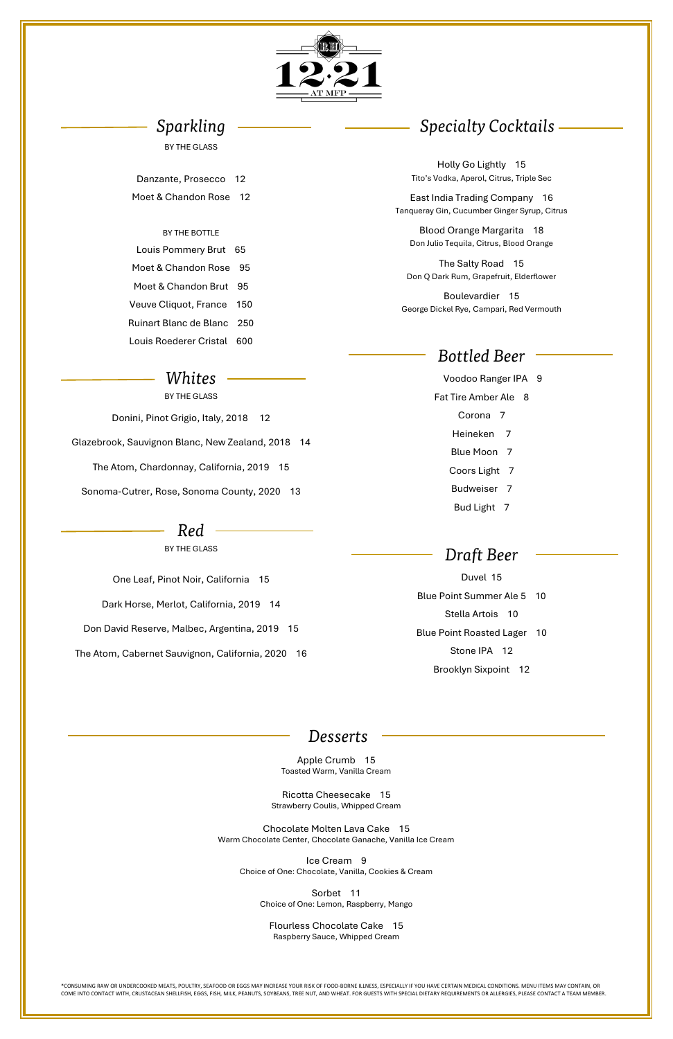# 12·21 AT MFP

## Sparkling

BY THE GLASS

Danzante, Prosecco 12

Moet & Chandon Rose 12

BY THE BOTTLE

Louis Pommery Brut 65

Moet & Chandon Rose 95

Moet & Chandon Brut 95

Veuve Cliquot, France 150

Ruinart Blanc de Blanc 250

Louis Roederer Cristal 600

## Whites

BY THE GLASS

Donini, Pinot Grigio, Italy, 2018 12

Glazebrook, Sauvignon Blanc, New Zealand, 2018 14

The Atom, Chardonnay, California, 2019 15

Sonoma-Cutrer, Rose, Sonoma County, 2020 13

## Red

BY THE GLASS

One Leaf, Pinot Noir, California 15

Dark Horse, Merlot, California, 2019 14

Don David Reserve, Malbec, Argentina, 2019 15

The Atom, Cabernet Sauvignon, California, 2020 16

## Specialty Cocktails

Holly Go Lightly 15
Tito's Vodka, Aperol, Citrus, Triple Sec

East India Trading Company 16
Tanqueray Gin, Cucumber Ginger Syrup, Citrus

Blood Orange Margarita 18
Don Julio Tequila, Citrus, Blood Orange

The Salty Road 15
Don Q Dark Rum, Grapefruit, Elderflower

Boulevardier 15
George Dickel Rye, Campari, Red Vermouth

## Bottled Beer

Voodoo Ranger IPA 9

Fat Tire Amber Ale 8

Corona 7

Heineken 7

Blue Moon 7

Coors Light 7

Budweiser 7

Bud Light 7

## Draft Beer

Duvel 15

Blue Point Summer Ale 5 10

Stella Artois 10

Blue Point Roasted Lager 10

Stone IPA 12

Brooklyn Sixpoint 12

## Desserts

Apple Crumb 15
Toasted Warm, Vanilla Cream

Ricotta Cheesecake 15
Strawberry Coulis, Whipped Cream

Chocolate Molten Lava Cake 15
Warm Chocolate Center, Chocolate Ganache, Vanilla Ice Cream

Ice Cream 9
Choice of One: Chocolate, Vanilla, Cookies & Cream

Sorbet 11
Choice of One: Lemon, Raspberry, Mango

Flourless Chocolate Cake 15
Raspberry Sauce, Whipped Cream

*CONSUMING RAW OR UNDERCOOKED MEATS, POULTRY, SEAFOOD OR EGGS MAY INCREASE YOUR RISK OF FOOD-BORNE ILLNESS, ESPECIALLY IF YOU HAVE CERTAIN MEDICAL CONDITIONS. MENU ITEMS MAY CONTAIN, OR COME INTO CONTACT WITH, CRUSTACEAN SHELLFISH, EGGS, FISH, MILK, PEANUTS, SOYBEANS, TREE NUT, AND WHEAT. FOR GUESTS WITH SPECIAL DIETARY REQUIREMENTS OR ALLERGIES, PLEASE CONTACT A TEAM MEMBER.